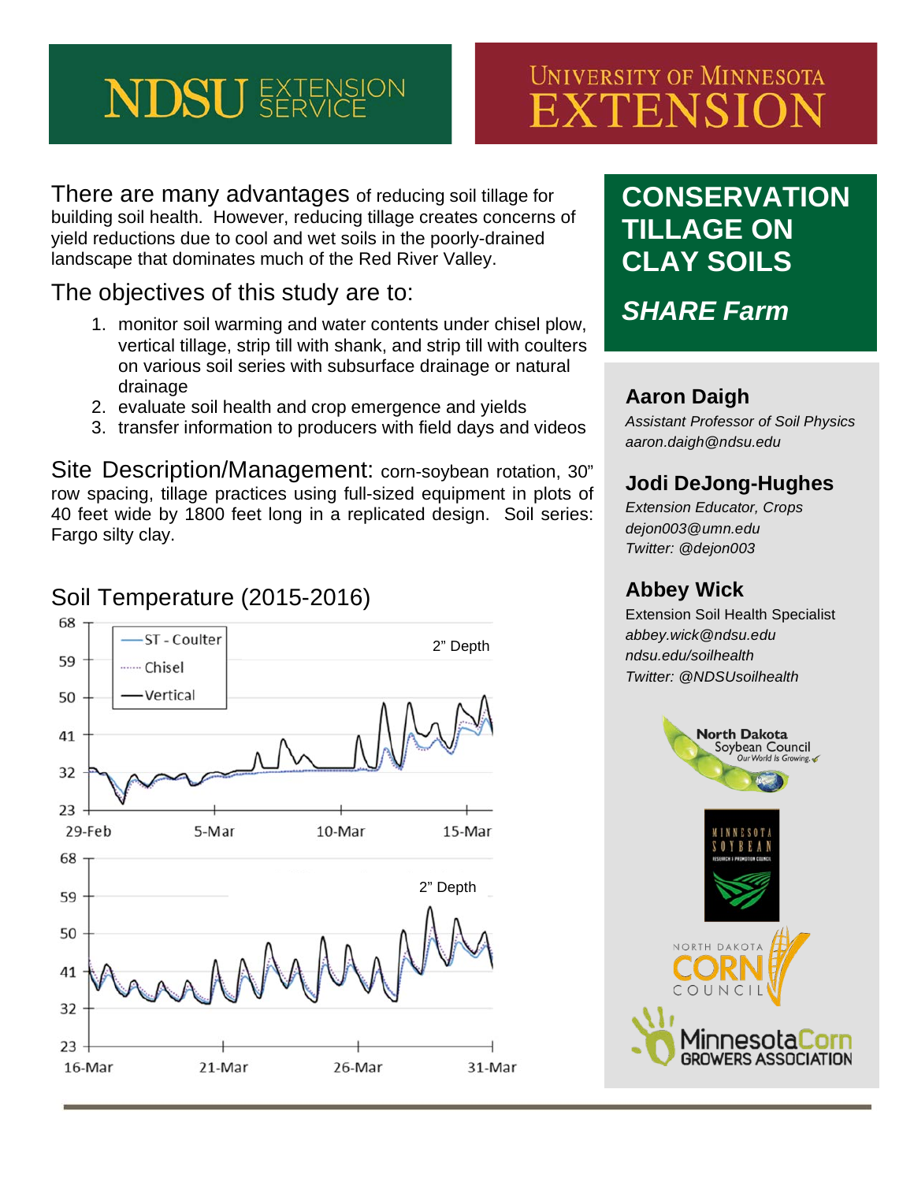# CONSERVATION TILLAGE ON CLAY SOILS

## *SHARE Farm*

There are many advantages of reducing soil tillage for building soil health. However, reducing tillage creates concerns of yield reductions due to cool and wet soils in the poorly-drained landscape that dominates much of the Red River Valley.

## The objectives of this study are to:

1. monitor soil warming and water contents under chisel plow, vertical tillage, strip till with shank, and strip till with coulters on various soil series with subsurface drainage or natural drainage
2. evaluate soil health and crop emergence and yields
3. transfer information to producers with field days and videos

**Site Description/Management:** corn-soybean rotation, 30" row spacing, tillage practices using full-sized equipment in plots of 40 feet wide by 1800 feet long in a replicated design. Soil series: Fargo silty clay.

## Soil Temperature (2015-2016)

Legend: ST - Coulter; Chisel; Vertical

2" Depth (29-Feb to 15-Mar); y-axis: 23, 32, 41, 50, 59, 68

2" Depth (16-Mar to 31-Mar); y-axis: 23, 32, 41, 50, 59, 68

---

### Aaron Daigh
*Assistant Professor of Soil Physics*
*aaron.daigh@ndsu.edu*

### Jodi DeJong-Hughes
*Extension Educator, Crops*
*dejon003@umn.edu*
*Twitter: @dejon003*

### Abbey Wick
Extension Soil Health Specialist
*abbey.wick@ndsu.edu*
*ndsu.edu/soilhealth*
*Twitter: @NDSUsoilhealth*

North Dakota Soybean Council — Our World Is Growing

Minnesota Soybean Research & Promotion Council

North Dakota Corn Council

Minnesota Corn Growers Association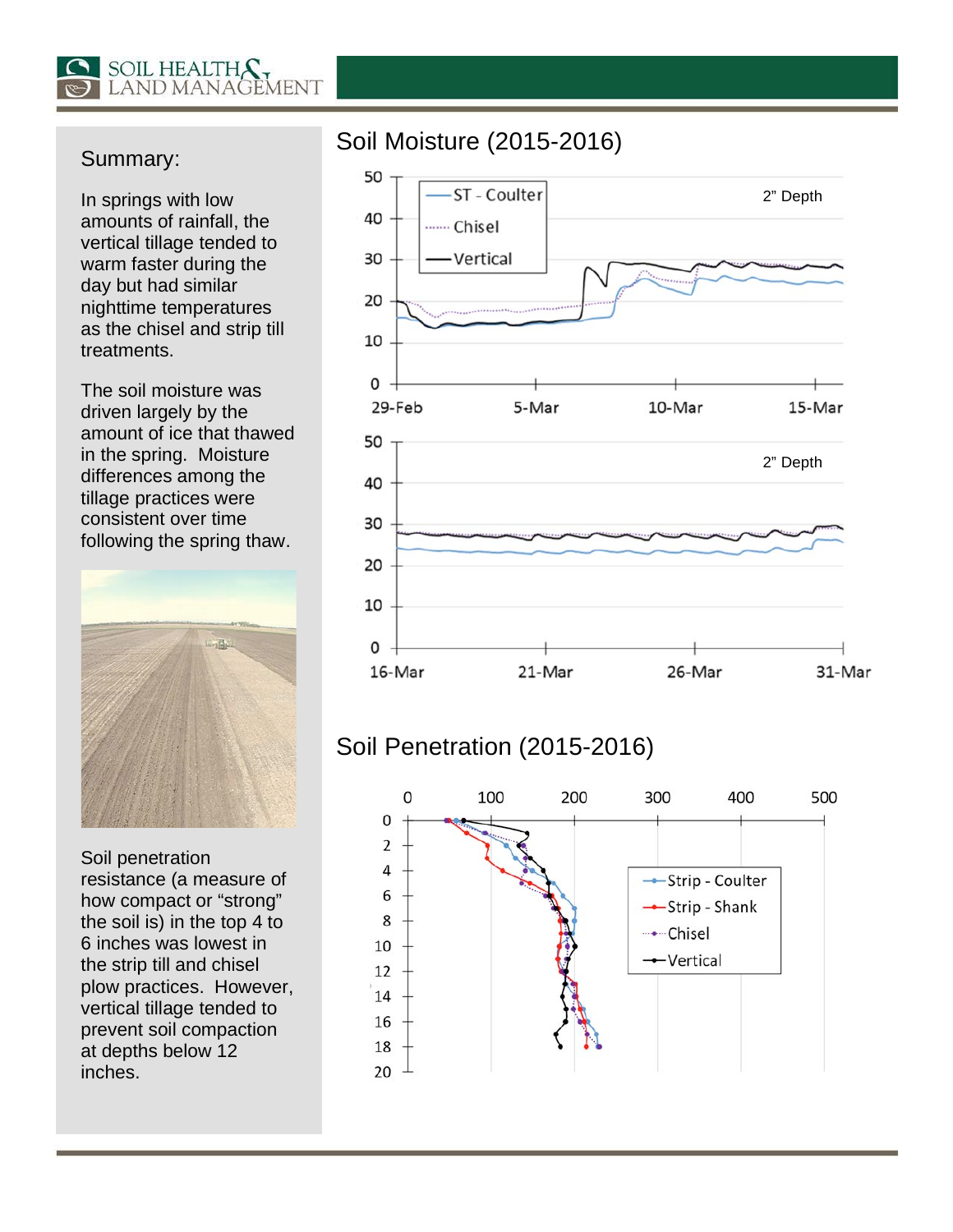## Summary:

In springs with low amounts of rainfall, the vertical tillage tended to warm faster during the day but had similar nighttime temperatures as the chisel and strip till treatments.

The soil moisture was driven largely by the amount of ice that thawed in the spring. Moisture differences among the tillage practices were consistent over time following the spring thaw.

Soil penetration resistance (a measure of how compact or "strong" the soil is) in the top 4 to 6 inches was lowest in the strip till and chisel plow practices. However, vertical tillage tended to prevent soil compaction at depths below 12 inches.

## Soil Moisture (2015-2016)

ST - Coulter
Chisel
Vertical

2" Depth

50
40
30
20
10
0

29-Feb
5-Mar
10-Mar
15-Mar

2" Depth

50
40
30
20
10
0

16-Mar
21-Mar
26-Mar
31-Mar

## Soil Penetration (2015-2016)

0
100
200
300
400
500

0
2
4
6
8
10
12
14
16
18
20

Strip - Coulter
Strip - Shank
Chisel
Vertical